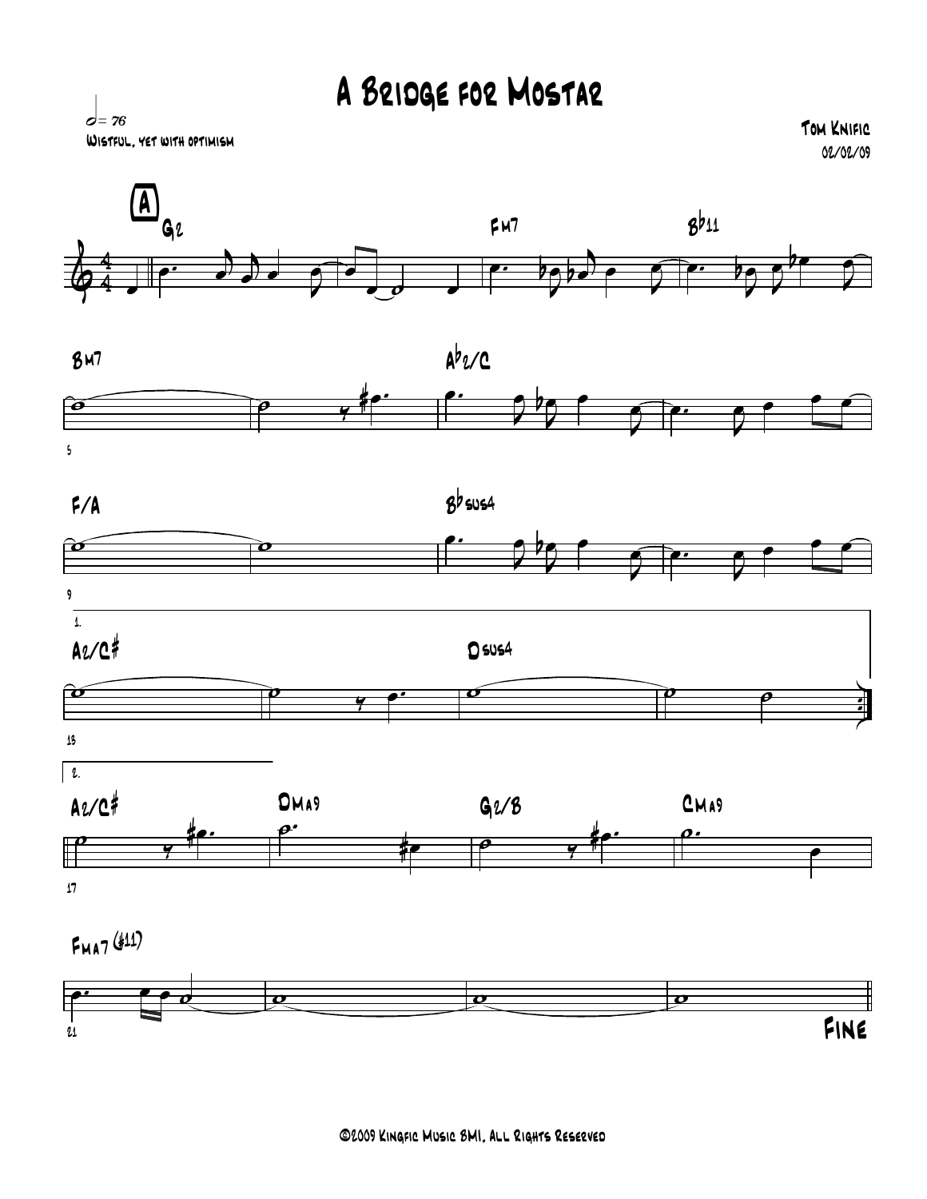# A Bridge for Mostar

𝅗𝅥 = 76
Wistful, yet with optimism

Tom Knific
02/02/09

©2009 Kingfic Music BMI, All Rights Reserved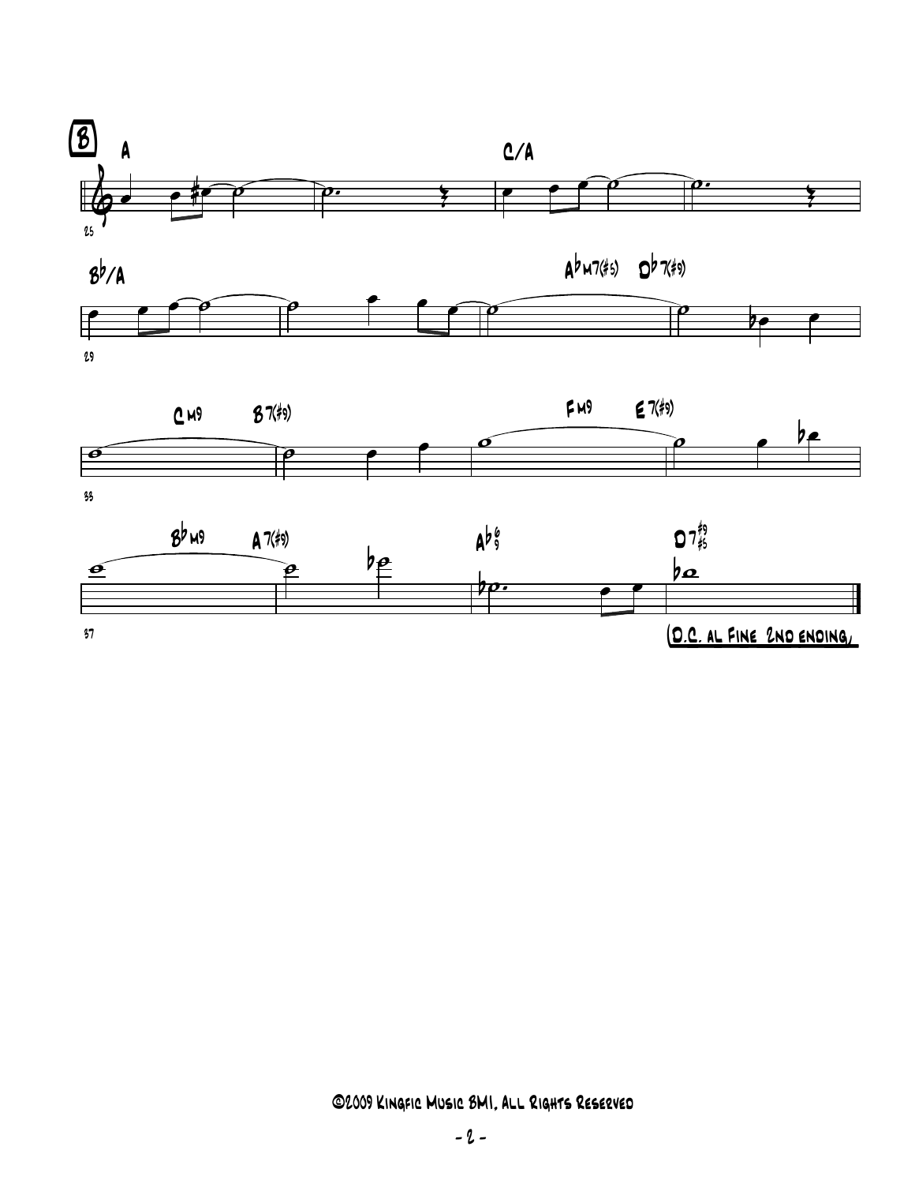(D.C. al Fine 2nd ending)

©2009 Kingfic Music BMI, All Rights Reserved